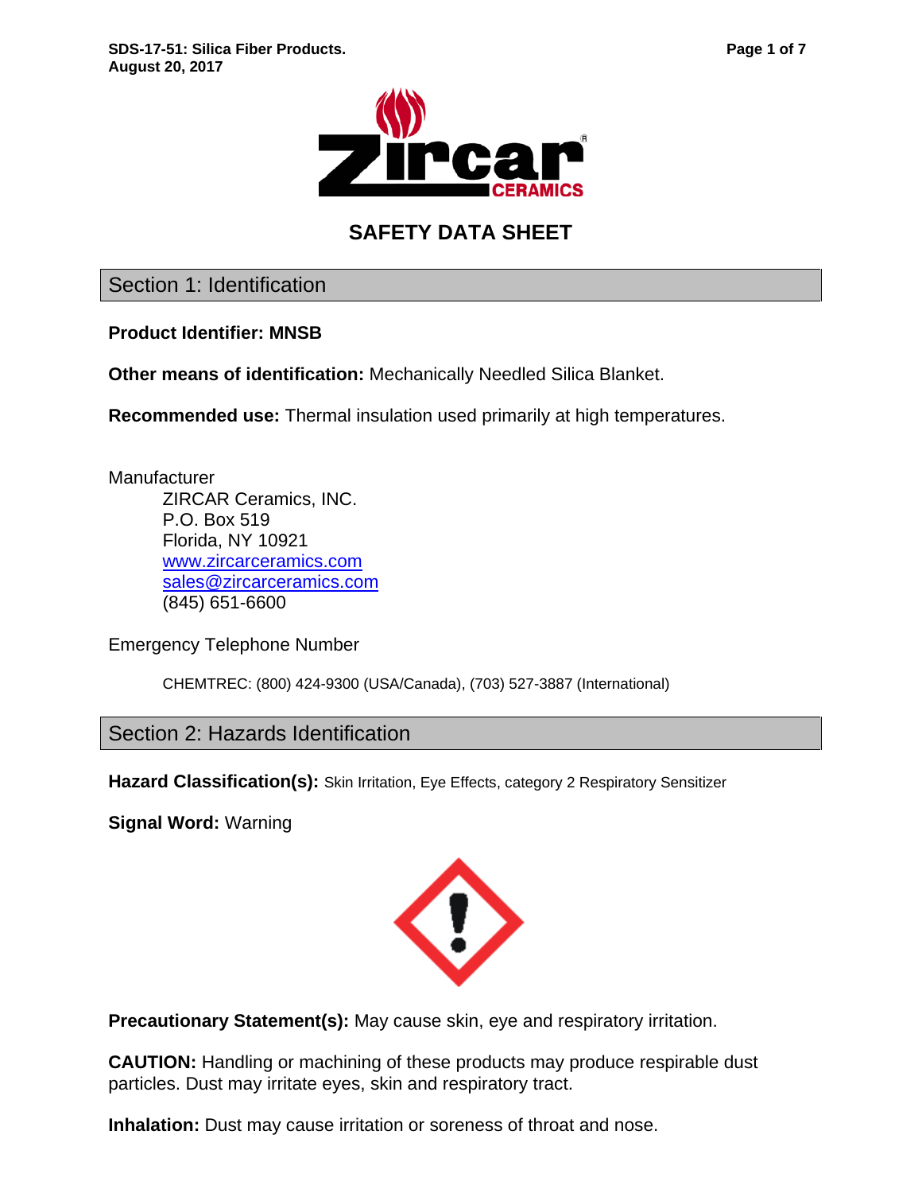# SAFETY DATA SHEET

## Section 1: Identification

**Product Identifier: MNSB**

**Other means of identification:** Mechanically Needled Silica Blanket.

**Recommended use:** Thermal insulation used primarily at high temperatures.

Manufacturer

ZIRCAR Ceramics, INC.
P.O. Box 519
Florida, NY 10921
www.zircarceramics.com
sales@zircarceramics.com
(845) 651-6600

Emergency Telephone Number

CHEMTREC: (800) 424-9300 (USA/Canada), (703) 527-3887 (International)

## Section 2: Hazards Identification

**Hazard Classification(s):** Skin Irritation, Eye Effects, category 2 Respiratory Sensitizer

**Signal Word:** Warning

**Precautionary Statement(s):** May cause skin, eye and respiratory irritation.

**CAUTION:** Handling or machining of these products may produce respirable dust particles. Dust may irritate eyes, skin and respiratory tract.

**Inhalation:** Dust may cause irritation or soreness of throat and nose.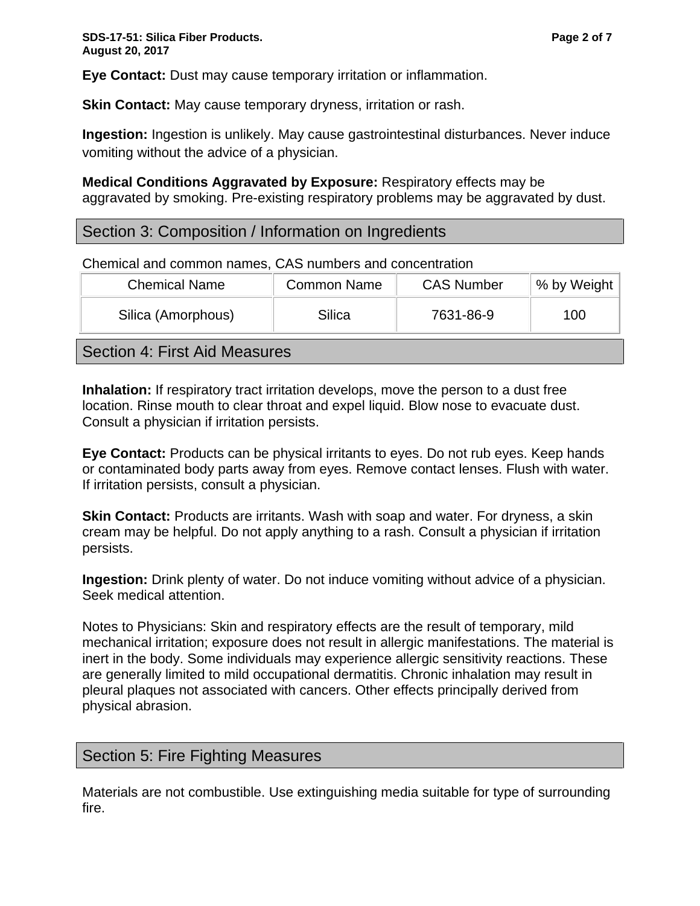**Eye Contact:** Dust may cause temporary irritation or inflammation.

**Skin Contact:** May cause temporary dryness, irritation or rash.

**Ingestion:** Ingestion is unlikely. May cause gastrointestinal disturbances. Never induce vomiting without the advice of a physician.

**Medical Conditions Aggravated by Exposure:** Respiratory effects may be aggravated by smoking. Pre-existing respiratory problems may be aggravated by dust.

## Section 3: Composition / Information on Ingredients

Chemical and common names, CAS numbers and concentration

| Chemical Name | Common Name | CAS Number | % by Weight |
|---|---|---|---|
| Silica (Amorphous) | Silica | 7631-86-9 | 100 |

## Section 4: First Aid Measures

**Inhalation:** If respiratory tract irritation develops, move the person to a dust free location. Rinse mouth to clear throat and expel liquid. Blow nose to evacuate dust. Consult a physician if irritation persists.

**Eye Contact:** Products can be physical irritants to eyes. Do not rub eyes. Keep hands or contaminated body parts away from eyes. Remove contact lenses. Flush with water. If irritation persists, consult a physician.

**Skin Contact:** Products are irritants. Wash with soap and water. For dryness, a skin cream may be helpful. Do not apply anything to a rash. Consult a physician if irritation persists.

**Ingestion:** Drink plenty of water. Do not induce vomiting without advice of a physician. Seek medical attention.

Notes to Physicians: Skin and respiratory effects are the result of temporary, mild mechanical irritation; exposure does not result in allergic manifestations. The material is inert in the body. Some individuals may experience allergic sensitivity reactions. These are generally limited to mild occupational dermatitis. Chronic inhalation may result in pleural plaques not associated with cancers. Other effects principally derived from physical abrasion.

## Section 5: Fire Fighting Measures

Materials are not combustible. Use extinguishing media suitable for type of surrounding fire.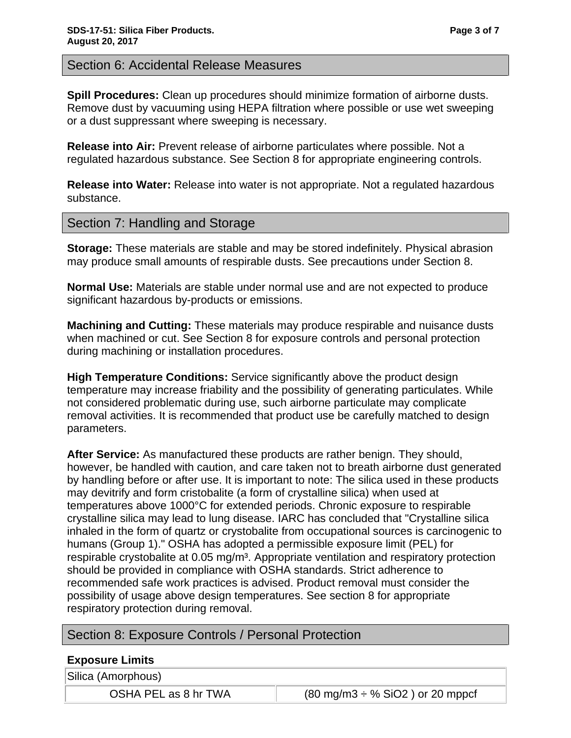## Section 6: Accidental Release Measures

**Spill Procedures:** Clean up procedures should minimize formation of airborne dusts. Remove dust by vacuuming using HEPA filtration where possible or use wet sweeping or a dust suppressant where sweeping is necessary.

**Release into Air:** Prevent release of airborne particulates where possible. Not a regulated hazardous substance. See Section 8 for appropriate engineering controls.

**Release into Water:** Release into water is not appropriate. Not a regulated hazardous substance.

## Section 7: Handling and Storage

**Storage:** These materials are stable and may be stored indefinitely. Physical abrasion may produce small amounts of respirable dusts. See precautions under Section 8.

**Normal Use:** Materials are stable under normal use and are not expected to produce significant hazardous by-products or emissions.

**Machining and Cutting:** These materials may produce respirable and nuisance dusts when machined or cut. See Section 8 for exposure controls and personal protection during machining or installation procedures.

**High Temperature Conditions:** Service significantly above the product design temperature may increase friability and the possibility of generating particulates. While not considered problematic during use, such airborne particulate may complicate removal activities. It is recommended that product use be carefully matched to design parameters.

**After Service:** As manufactured these products are rather benign. They should, however, be handled with caution, and care taken not to breath airborne dust generated by handling before or after use. It is important to note: The silica used in these products may devitrify and form cristobalite (a form of crystalline silica) when used at temperatures above 1000°C for extended periods. Chronic exposure to respirable crystalline silica may lead to lung disease. IARC has concluded that "Crystalline silica inhaled in the form of quartz or crystobalite from occupational sources is carcinogenic to humans (Group 1)." OSHA has adopted a permissible exposure limit (PEL) for respirable crystobalite at 0.05 mg/m³. Appropriate ventilation and respiratory protection should be provided in compliance with OSHA standards. Strict adherence to recommended safe work practices is advised. Product removal must consider the possibility of usage above design temperatures. See section 8 for appropriate respiratory protection during removal.

## Section 8: Exposure Controls / Personal Protection

**Exposure Limits**

| Silica (Amorphous) | |
|---|---|
| OSHA PEL as 8 hr TWA | (80 mg/m3 ÷ % $SiO_2$ ) or 20 mppcf |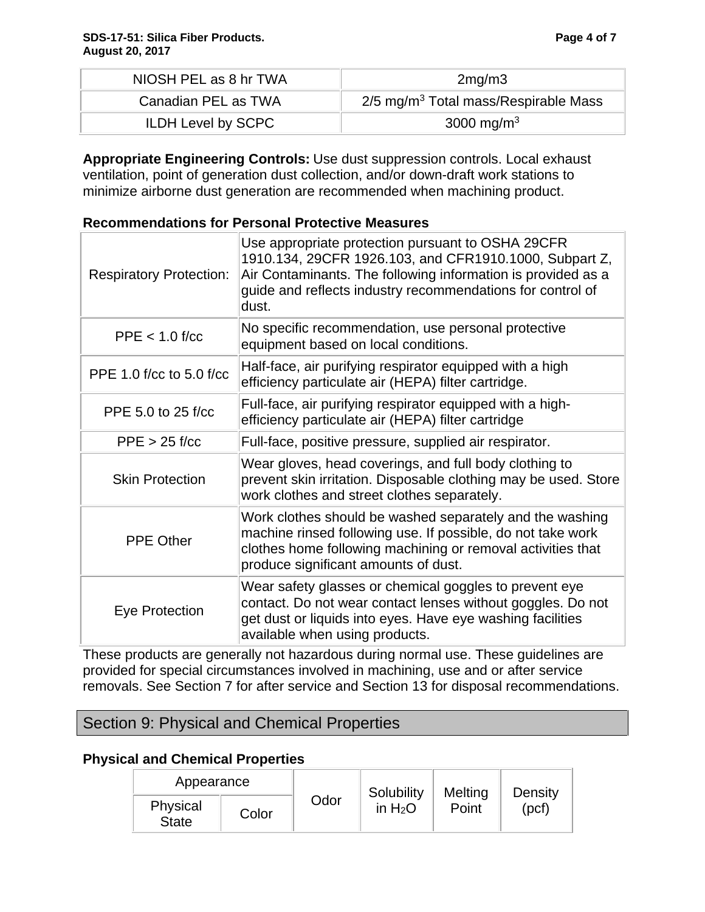| NIOSH PEL as 8 hr TWA | 2mg/m3 |
|---|---|
| Canadian PEL as TWA | 2/5 $mg/m^3$ Total mass/Respirable Mass |
| ILDH Level by SCPC | 3000 $mg/m^3$ |

**Appropriate Engineering Controls:** Use dust suppression controls. Local exhaust ventilation, point of generation dust collection, and/or down-draft work stations to minimize airborne dust generation are recommended when machining product.

**Recommendations for Personal Protective Measures**

| Respiratory Protection: | Use appropriate protection pursuant to OSHA 29CFR 1910.134, 29CFR 1926.103, and CFR1910.1000, Subpart Z, Air Contaminants. The following information is provided as a guide and reflects industry recommendations for control of dust. |
|---|---|
| PPE < 1.0 f/cc | No specific recommendation, use personal protective equipment based on local conditions. |
| PPE 1.0 f/cc to 5.0 f/cc | Half-face, air purifying respirator equipped with a high efficiency particulate air (HEPA) filter cartridge. |
| PPE 5.0 to 25 f/cc | Full-face, air purifying respirator equipped with a high-efficiency particulate air (HEPA) filter cartridge |
| PPE > 25 f/cc | Full-face, positive pressure, supplied air respirator. |
| Skin Protection | Wear gloves, head coverings, and full body clothing to prevent skin irritation. Disposable clothing may be used. Store work clothes and street clothes separately. |
| PPE Other | Work clothes should be washed separately and the washing machine rinsed following use. If possible, do not take work clothes home following machining or removal activities that produce significant amounts of dust. |
| Eye Protection | Wear safety glasses or chemical goggles to prevent eye contact. Do not wear contact lenses without goggles. Do not get dust or liquids into eyes. Have eye washing facilities available when using products. |

These products are generally not hazardous during normal use. These guidelines are provided for special circumstances involved in machining, use and or after service removals. See Section 7 for after service and Section 13 for disposal recommendations.

## Section 9: Physical and Chemical Properties

**Physical and Chemical Properties**

| Appearance | | Odor | Solubility in $H_2O$ | Melting Point | Density (pcf) |
|---|---|---|---|---|---|
| Physical State | Color | | | | |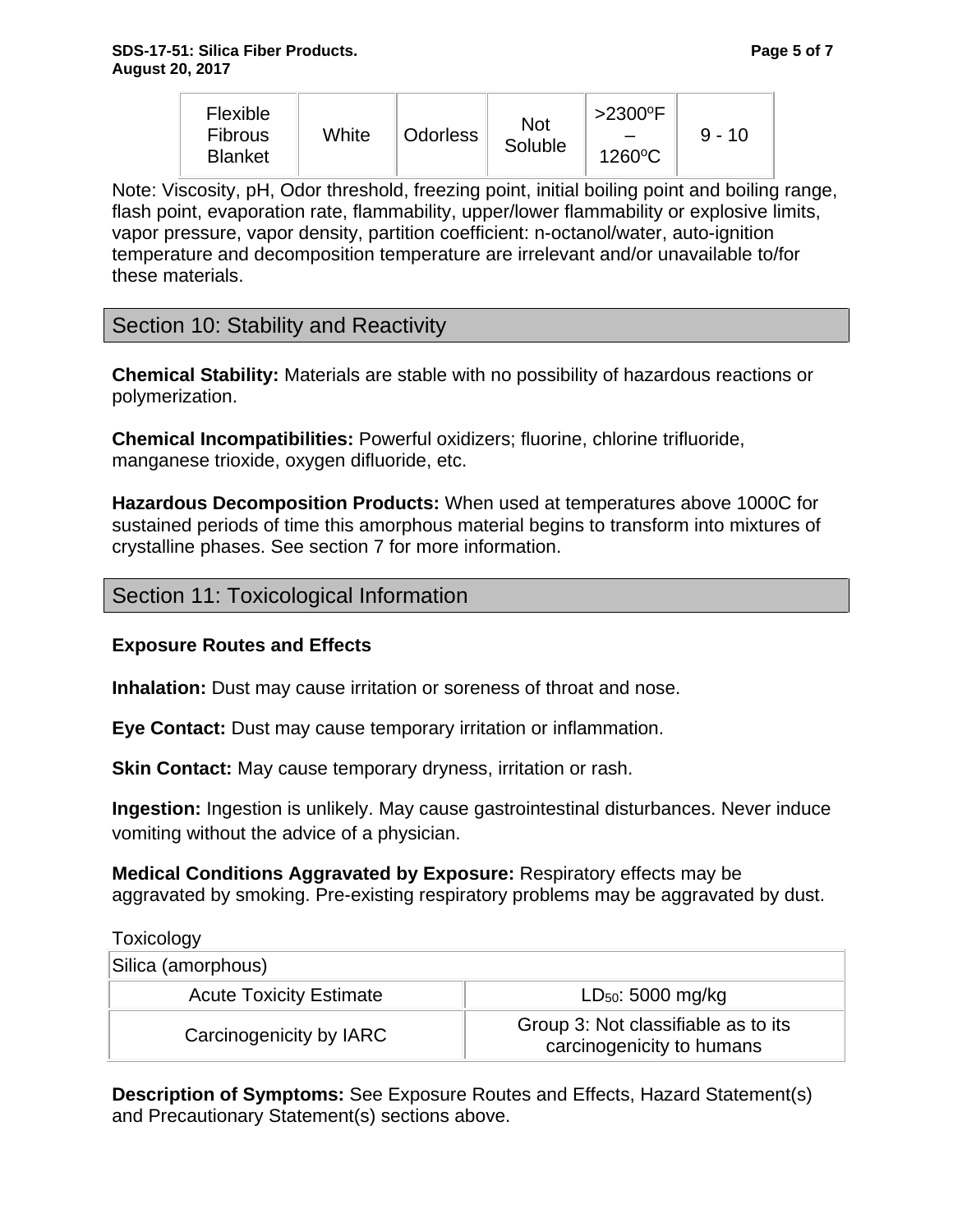| Flexible Fibrous Blanket | White | Odorless | Not Soluble | >2300ºF – 1260ºC | 9 - 10 |
|---|---|---|---|---|---|

Note: Viscosity, pH, Odor threshold, freezing point, initial boiling point and boiling range, flash point, evaporation rate, flammability, upper/lower flammability or explosive limits, vapor pressure, vapor density, partition coefficient: n-octanol/water, auto-ignition temperature and decomposition temperature are irrelevant and/or unavailable to/for these materials.

## Section 10: Stability and Reactivity

**Chemical Stability:** Materials are stable with no possibility of hazardous reactions or polymerization.

**Chemical Incompatibilities:** Powerful oxidizers; fluorine, chlorine trifluoride, manganese trioxide, oxygen difluoride, etc.

**Hazardous Decomposition Products:** When used at temperatures above 1000C for sustained periods of time this amorphous material begins to transform into mixtures of crystalline phases. See section 7 for more information.

## Section 11: Toxicological Information

**Exposure Routes and Effects**

**Inhalation:** Dust may cause irritation or soreness of throat and nose.

**Eye Contact:** Dust may cause temporary irritation or inflammation.

**Skin Contact:** May cause temporary dryness, irritation or rash.

**Ingestion:** Ingestion is unlikely. May cause gastrointestinal disturbances. Never induce vomiting without the advice of a physician.

**Medical Conditions Aggravated by Exposure:** Respiratory effects may be aggravated by smoking. Pre-existing respiratory problems may be aggravated by dust.

Toxicology

| Silica (amorphous) | |
|---|---|
| Acute Toxicity Estimate | $LD_{50}$: 5000 mg/kg |
| Carcinogenicity by IARC | Group 3: Not classifiable as to its carcinogenicity to humans |

**Description of Symptoms:** See Exposure Routes and Effects, Hazard Statement(s) and Precautionary Statement(s) sections above.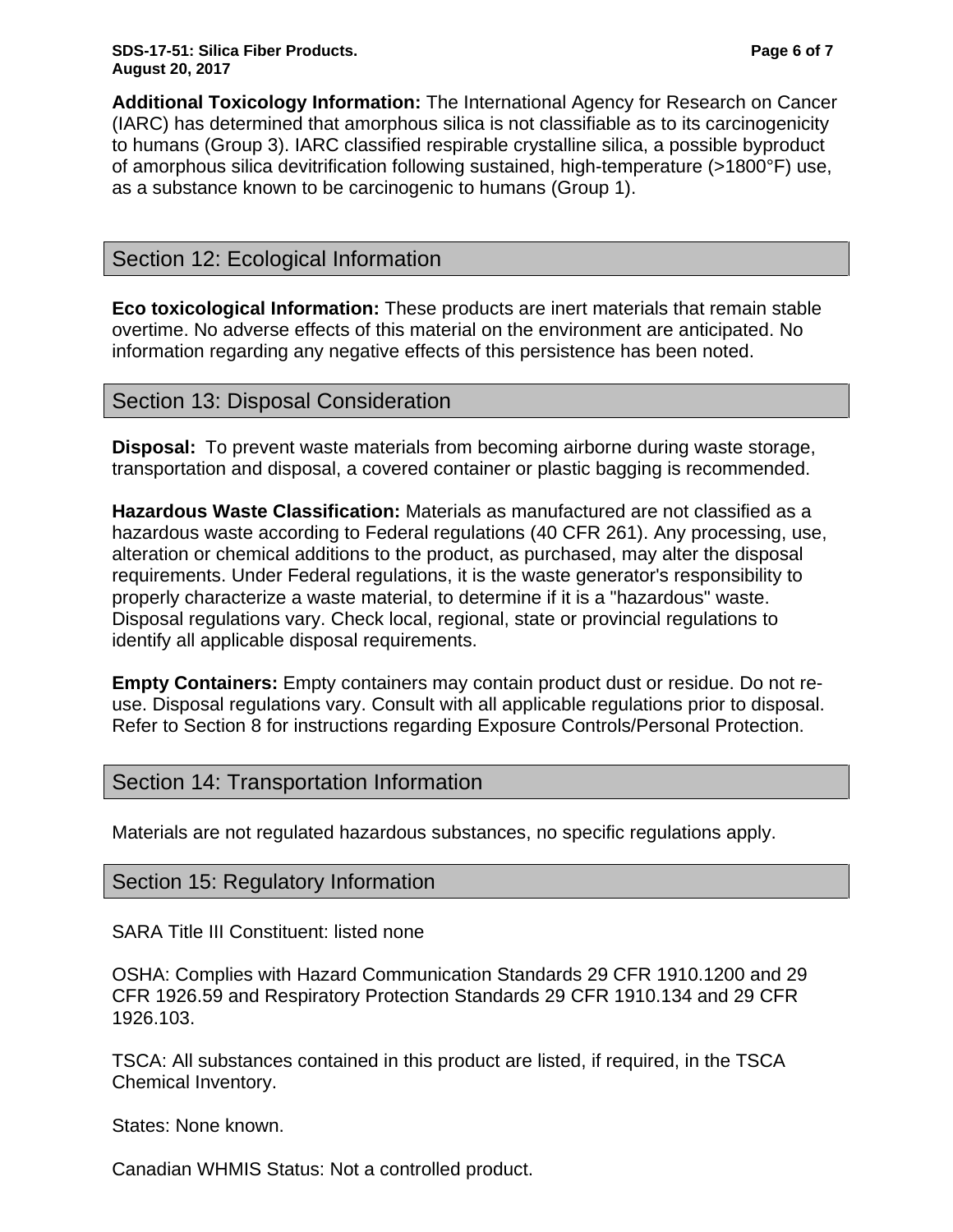**Additional Toxicology Information:** The International Agency for Research on Cancer (IARC) has determined that amorphous silica is not classifiable as to its carcinogenicity to humans (Group 3). IARC classified respirable crystalline silica, a possible byproduct of amorphous silica devitrification following sustained, high-temperature (>1800°F) use, as a substance known to be carcinogenic to humans (Group 1).

## Section 12: Ecological Information

**Eco toxicological Information:** These products are inert materials that remain stable overtime. No adverse effects of this material on the environment are anticipated. No information regarding any negative effects of this persistence has been noted.

## Section 13: Disposal Consideration

**Disposal:** To prevent waste materials from becoming airborne during waste storage, transportation and disposal, a covered container or plastic bagging is recommended.

**Hazardous Waste Classification:** Materials as manufactured are not classified as a hazardous waste according to Federal regulations (40 CFR 261). Any processing, use, alteration or chemical additions to the product, as purchased, may alter the disposal requirements. Under Federal regulations, it is the waste generator's responsibility to properly characterize a waste material, to determine if it is a "hazardous" waste. Disposal regulations vary. Check local, regional, state or provincial regulations to identify all applicable disposal requirements.

**Empty Containers:** Empty containers may contain product dust or residue. Do not re-use. Disposal regulations vary. Consult with all applicable regulations prior to disposal. Refer to Section 8 for instructions regarding Exposure Controls/Personal Protection.

## Section 14: Transportation Information

Materials are not regulated hazardous substances, no specific regulations apply.

## Section 15: Regulatory Information

SARA Title III Constituent: listed none

OSHA: Complies with Hazard Communication Standards 29 CFR 1910.1200 and 29 CFR 1926.59 and Respiratory Protection Standards 29 CFR 1910.134 and 29 CFR 1926.103.

TSCA: All substances contained in this product are listed, if required, in the TSCA Chemical Inventory.

States: None known.

Canadian WHMIS Status: Not a controlled product.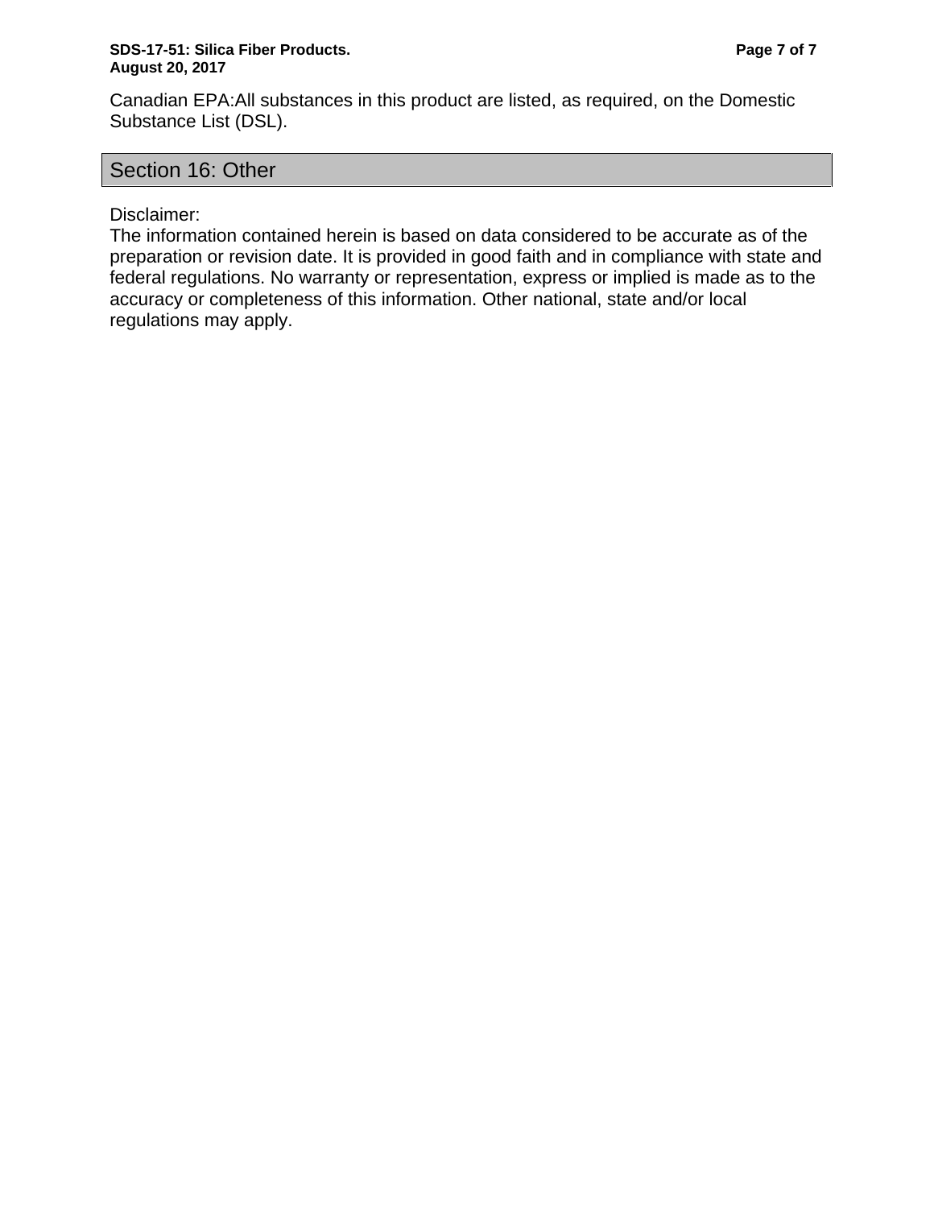Canadian EPA:All substances in this product are listed, as required, on the Domestic Substance List (DSL).

## Section 16: Other

Disclaimer:
The information contained herein is based on data considered to be accurate as of the preparation or revision date. It is provided in good faith and in compliance with state and federal regulations. No warranty or representation, express or implied is made as to the accuracy or completeness of this information. Other national, state and/or local regulations may apply.